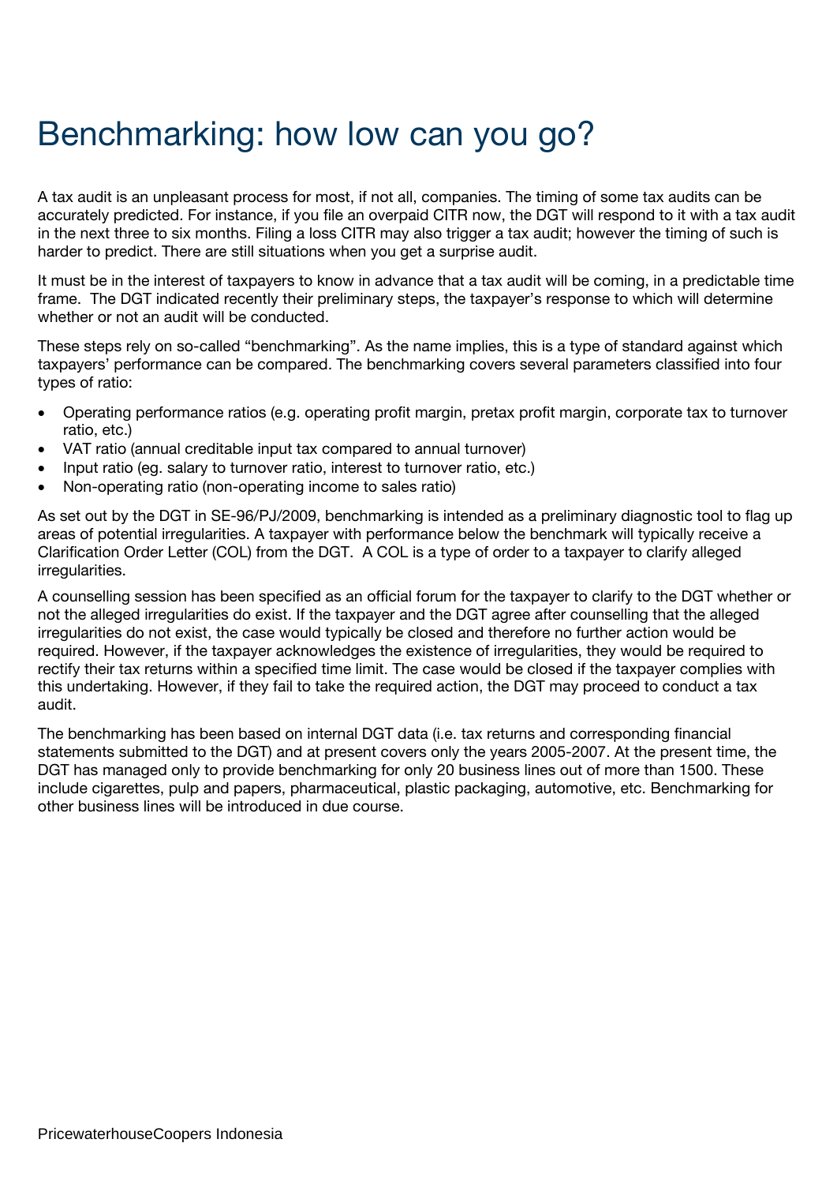# Benchmarking: how low can you go?

A tax audit is an unpleasant process for most, if not all, companies. The timing of some tax audits can be accurately predicted. For instance, if you file an overpaid CITR now, the DGT will respond to it with a tax audit in the next three to six months. Filing a loss CITR may also trigger a tax audit; however the timing of such is harder to predict. There are still situations when you get a surprise audit.

It must be in the interest of taxpayers to know in advance that a tax audit will be coming, in a predictable time frame. The DGT indicated recently their preliminary steps, the taxpayer's response to which will determine whether or not an audit will be conducted.

These steps rely on so-called "benchmarking". As the name implies, this is a type of standard against which taxpayers' performance can be compared. The benchmarking covers several parameters classified into four types of ratio:

- Operating performance ratios (e.g. operating profit margin, pretax profit margin, corporate tax to turnover ratio, etc.)
- VAT ratio (annual creditable input tax compared to annual turnover)
- Input ratio (eg. salary to turnover ratio, interest to turnover ratio, etc.)
- Non-operating ratio (non-operating income to sales ratio)

As set out by the DGT in SE-96/PJ/2009, benchmarking is intended as a preliminary diagnostic tool to flag up areas of potential irregularities. A taxpayer with performance below the benchmark will typically receive a Clarification Order Letter (COL) from the DGT. A COL is a type of order to a taxpayer to clarify alleged irregularities.

A counselling session has been specified as an official forum for the taxpayer to clarify to the DGT whether or not the alleged irregularities do exist. If the taxpayer and the DGT agree after counselling that the alleged irregularities do not exist, the case would typically be closed and therefore no further action would be required. However, if the taxpayer acknowledges the existence of irregularities, they would be required to rectify their tax returns within a specified time limit. The case would be closed if the taxpayer complies with this undertaking. However, if they fail to take the required action, the DGT may proceed to conduct a tax audit.

The benchmarking has been based on internal DGT data (i.e. tax returns and corresponding financial statements submitted to the DGT) and at present covers only the years 2005-2007. At the present time, the DGT has managed only to provide benchmarking for only 20 business lines out of more than 1500. These include cigarettes, pulp and papers, pharmaceutical, plastic packaging, automotive, etc. Benchmarking for other business lines will be introduced in due course.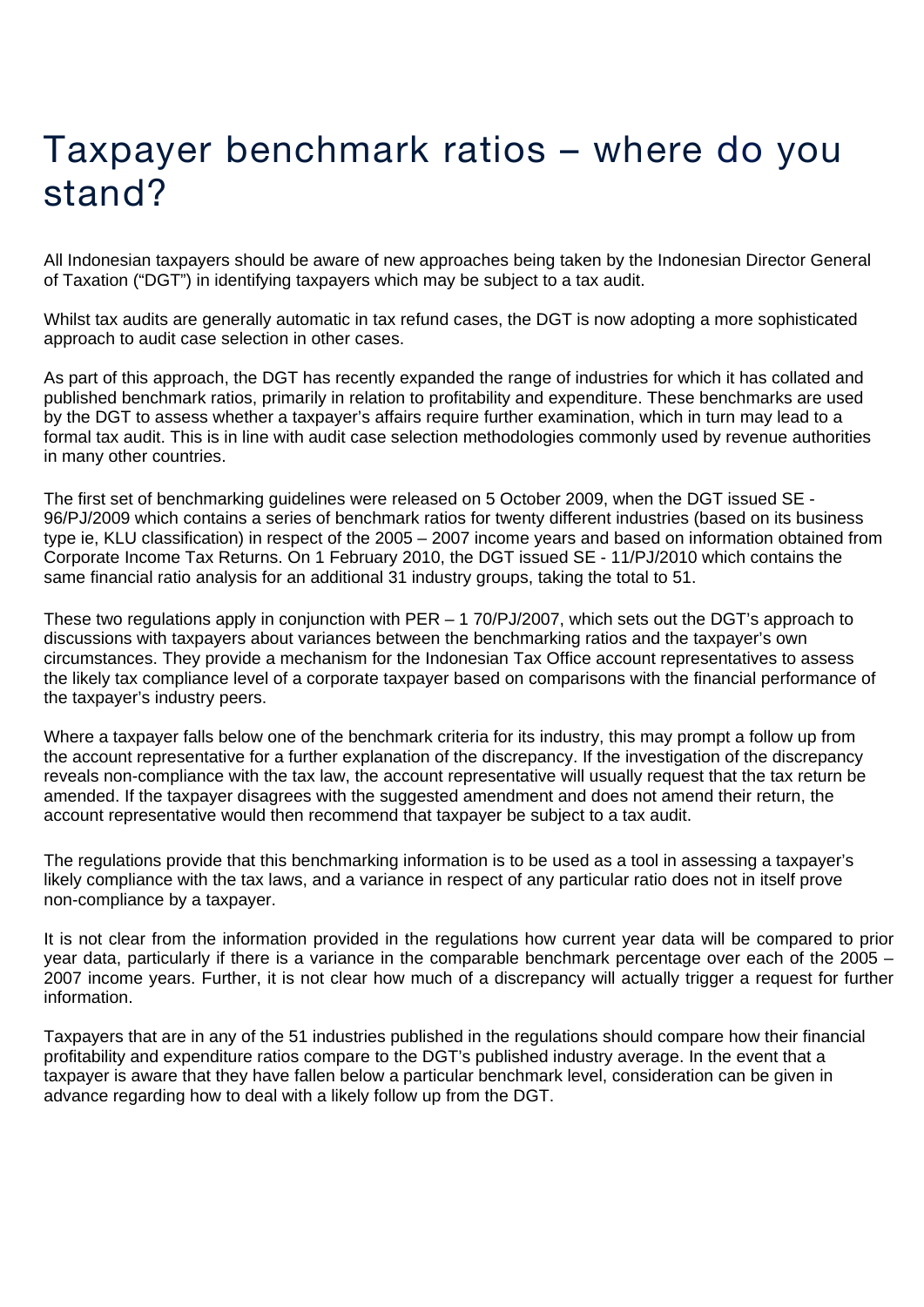# Taxpayer benchmark ratios – where do you stand?

All Indonesian taxpayers should be aware of new approaches being taken by the Indonesian Director General of Taxation ("DGT") in identifying taxpayers which may be subject to a tax audit.

Whilst tax audits are generally automatic in tax refund cases, the DGT is now adopting a more sophisticated approach to audit case selection in other cases.

As part of this approach, the DGT has recently expanded the range of industries for which it has collated and published benchmark ratios, primarily in relation to profitability and expenditure. These benchmarks are used by the DGT to assess whether a taxpayer's affairs require further examination, which in turn may lead to a formal tax audit. This is in line with audit case selection methodologies commonly used by revenue authorities in many other countries.

The first set of benchmarking guidelines were released on 5 October 2009, when the DGT issued SE - 96/PJ/2009 which contains a series of benchmark ratios for twenty different industries (based on its business type ie, KLU classification) in respect of the 2005 – 2007 income years and based on information obtained from Corporate Income Tax Returns. On 1 February 2010, the DGT issued SE - 11/PJ/2010 which contains the same financial ratio analysis for an additional 31 industry groups, taking the total to 51.

These two regulations apply in conjunction with PER – 1 70/PJ/2007, which sets out the DGT's approach to discussions with taxpayers about variances between the benchmarking ratios and the taxpayer's own circumstances. They provide a mechanism for the Indonesian Tax Office account representatives to assess the likely tax compliance level of a corporate taxpayer based on comparisons with the financial performance of the taxpayer's industry peers.

Where a taxpayer falls below one of the benchmark criteria for its industry, this may prompt a follow up from the account representative for a further explanation of the discrepancy. If the investigation of the discrepancy reveals non-compliance with the tax law, the account representative will usually request that the tax return be amended. If the taxpayer disagrees with the suggested amendment and does not amend their return, the account representative would then recommend that taxpayer be subject to a tax audit.

The regulations provide that this benchmarking information is to be used as a tool in assessing a taxpayer's likely compliance with the tax laws, and a variance in respect of any particular ratio does not in itself prove non-compliance by a taxpayer.

It is not clear from the information provided in the regulations how current year data will be compared to prior year data, particularly if there is a variance in the comparable benchmark percentage over each of the 2005 – 2007 income years. Further, it is not clear how much of a discrepancy will actually trigger a request for further information.

Taxpayers that are in any of the 51 industries published in the regulations should compare how their financial profitability and expenditure ratios compare to the DGT's published industry average. In the event that a taxpayer is aware that they have fallen below a particular benchmark level, consideration can be given in advance regarding how to deal with a likely follow up from the DGT.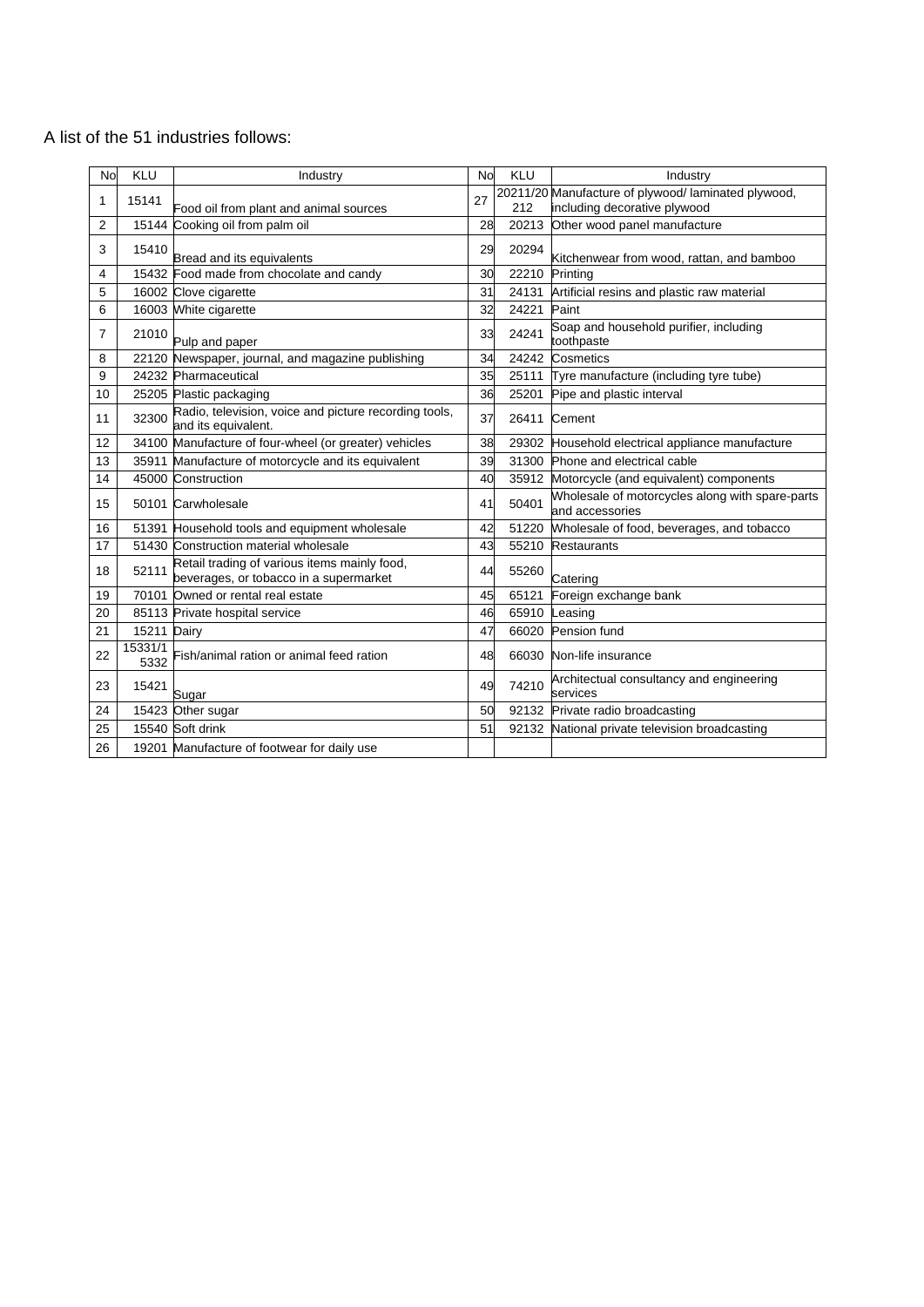A list of the 51 industries follows:

| No | KLU | Industry | No | KLU | Industry |
|---|---|---|---|---|---|
| 1 | 15141 | Food oil from plant and animal sources | 27 | 20211/20212 | Manufacture of plywood/ laminated plywood, including decorative plywood |
| 2 | 15144 | Cooking oil from palm oil | 28 | 20213 | Other wood panel manufacture |
| 3 | 15410 | Bread and its equivalents | 29 | 20294 | Kitchenwear from wood, rattan, and bamboo |
| 4 | 15432 | Food made from chocolate and candy | 30 | 22210 | Printing |
| 5 | 16002 | Clove cigarette | 31 | 24131 | Artificial resins and plastic raw material |
| 6 | 16003 | White cigarette | 32 | 24221 | Paint |
| 7 | 21010 | Pulp and paper | 33 | 24241 | Soap and household purifier, including toothpaste |
| 8 | 22120 | Newspaper, journal, and magazine publishing | 34 | 24242 | Cosmetics |
| 9 | 24232 | Pharmaceutical | 35 | 25111 | Tyre manufacture (including tyre tube) |
| 10 | 25205 | Plastic packaging | 36 | 25201 | Pipe and plastic interval |
| 11 | 32300 | Radio, television, voice and picture recording tools, and its equivalent. | 37 | 26411 | Cement |
| 12 | 34100 | Manufacture of four-wheel (or greater) vehicles | 38 | 29302 | Household electrical appliance manufacture |
| 13 | 35911 | Manufacture of motorcycle and its equivalent | 39 | 31300 | Phone and electrical cable |
| 14 | 45000 | Construction | 40 | 35912 | Motorcycle (and equivalent) components |
| 15 | 50101 | Carwholesale | 41 | 50401 | Wholesale of motorcycles along with spare-parts and accessories |
| 16 | 51391 | Household tools and equipment wholesale | 42 | 51220 | Wholesale of food, beverages, and tobacco |
| 17 | 51430 | Construction material wholesale | 43 | 55210 | Restaurants |
| 18 | 52111 | Retail trading of various items mainly food, beverages, or tobacco in a supermarket | 44 | 55260 | Catering |
| 19 | 70101 | Owned or rental real estate | 45 | 65121 | Foreign exchange bank |
| 20 | 85113 | Private hospital service | 46 | 65910 | Leasing |
| 21 | 15211 | Dairy | 47 | 66020 | Pension fund |
| 22 | 15331/15332 | Fish/animal ration or animal feed ration | 48 | 66030 | Non-life insurance |
| 23 | 15421 | Sugar | 49 | 74210 | Architectual consultancy and engineering services |
| 24 | 15423 | Other sugar | 50 | 92132 | Private radio broadcasting |
| 25 | 15540 | Soft drink | 51 | 92132 | National private television broadcasting |
| 26 | 19201 | Manufacture of footwear for daily use | | | |